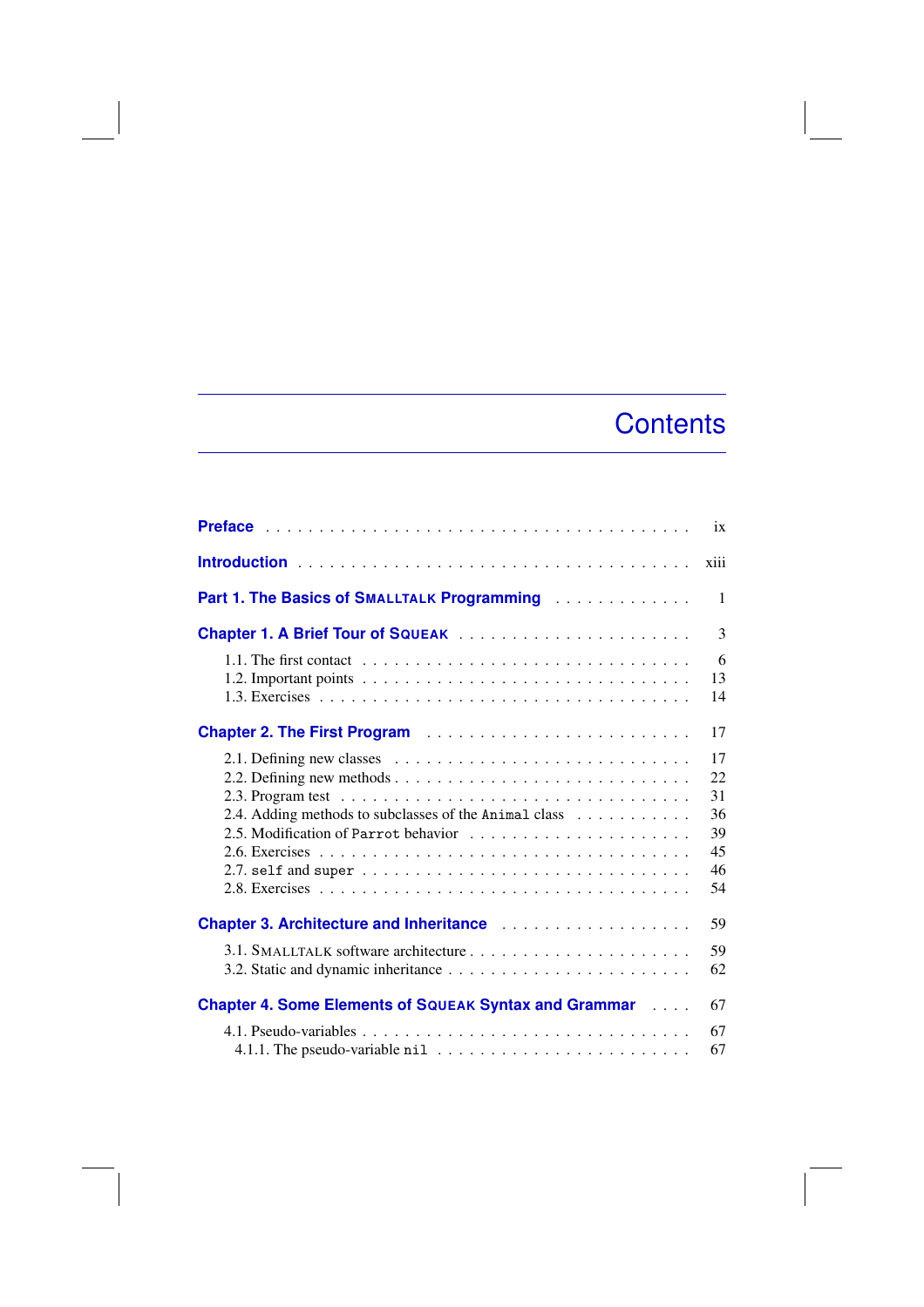# Contents

**Preface** . . . . . . . . . . . . . . . . . . . . . . . . . . . . . . . . . . . . . . . ix

**Introduction** . . . . . . . . . . . . . . . . . . . . . . . . . . . . . . . . . . . . . xiii

**Part 1. The Basics of SMALLTALK Programming** . . . . . . . . . . . . . 1

**Chapter 1. A Brief Tour of SQUEAK** . . . . . . . . . . . . . . . . . . . . . 3

1.1. The first contact . . . . . . . . . . . . . . . . . . . . . . . . . . . . . 6
1.2. Important points . . . . . . . . . . . . . . . . . . . . . . . . . . . . . 13
1.3. Exercises . . . . . . . . . . . . . . . . . . . . . . . . . . . . . . . . . 14

**Chapter 2. The First Program** . . . . . . . . . . . . . . . . . . . . . . . . 17

2.1. Defining new classes . . . . . . . . . . . . . . . . . . . . . . . . . . 17
2.2. Defining new methods . . . . . . . . . . . . . . . . . . . . . . . . . 22
2.3. Program test . . . . . . . . . . . . . . . . . . . . . . . . . . . . . . . 31
2.4. Adding methods to subclasses of the `Animal` class . . . . . . . . . . 36
2.5. Modification of `Parrot` behavior . . . . . . . . . . . . . . . . . . . . 39
2.6. Exercises . . . . . . . . . . . . . . . . . . . . . . . . . . . . . . . . . 45
2.7. `self` and `super` . . . . . . . . . . . . . . . . . . . . . . . . . . . . . 46
2.8. Exercises . . . . . . . . . . . . . . . . . . . . . . . . . . . . . . . . . 54

**Chapter 3. Architecture and Inheritance** . . . . . . . . . . . . . . . . . . 59

3.1. SMALLTALK software architecture . . . . . . . . . . . . . . . . . . . 59
3.2. Static and dynamic inheritance . . . . . . . . . . . . . . . . . . . . . 62

**Chapter 4. Some Elements of SQUEAK Syntax and Grammar** . . . . 67

4.1. Pseudo-variables . . . . . . . . . . . . . . . . . . . . . . . . . . . . . 67
4.1.1. The pseudo-variable `nil` . . . . . . . . . . . . . . . . . . . . . . . 67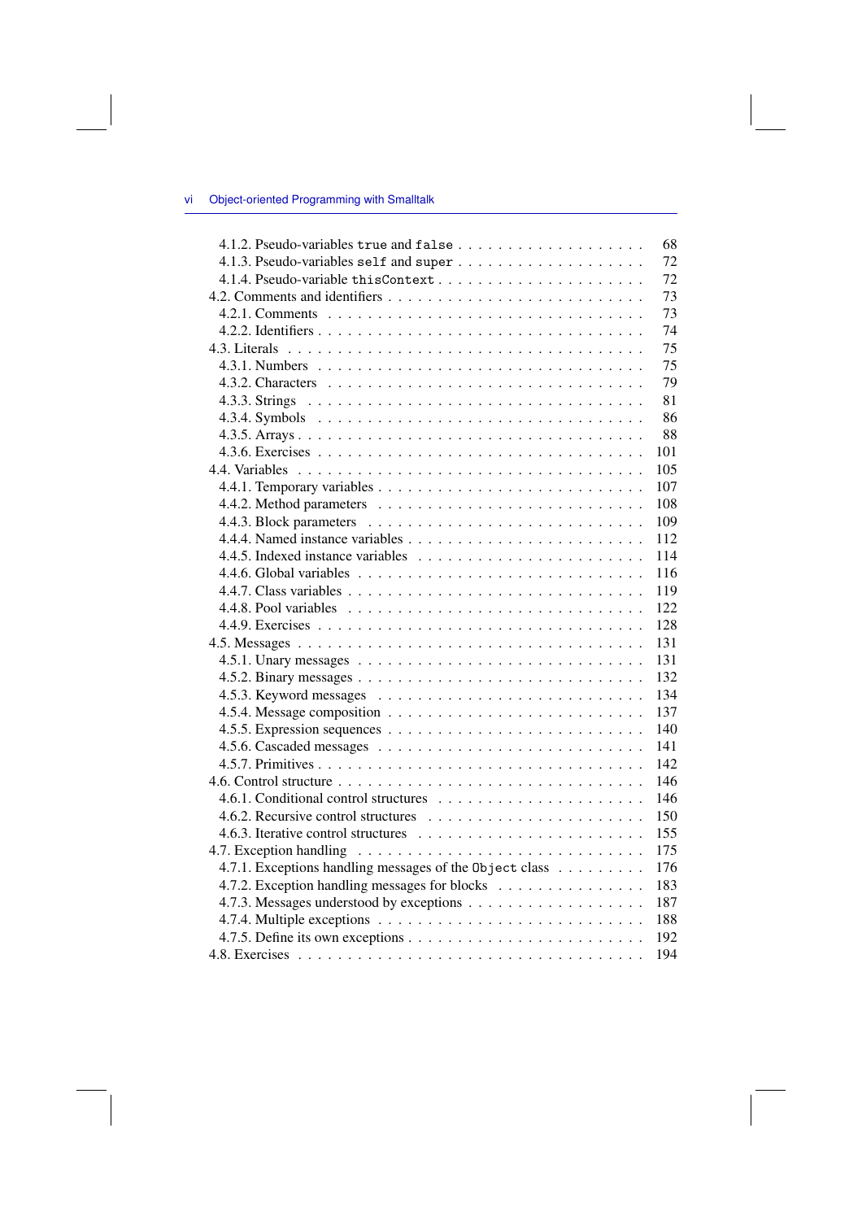4.1.2. Pseudo-variables `true` and `false` . . . . . . . . . . . . . . . . . . . 68
4.1.3. Pseudo-variables `self` and `super` . . . . . . . . . . . . . . . . . . . 72
4.1.4. Pseudo-variable `thisContext` . . . . . . . . . . . . . . . . . . . . 72
4.2. Comments and identifiers . . . . . . . . . . . . . . . . . . . . . . . . . 73
4.2.1. Comments . . . . . . . . . . . . . . . . . . . . . . . . . . . . . . 73
4.2.2. Identifiers . . . . . . . . . . . . . . . . . . . . . . . . . . . . . . 74
4.3. Literals . . . . . . . . . . . . . . . . . . . . . . . . . . . . . . . . . . 75
4.3.1. Numbers . . . . . . . . . . . . . . . . . . . . . . . . . . . . . . 75
4.3.2. Characters . . . . . . . . . . . . . . . . . . . . . . . . . . . . . 79
4.3.3. Strings . . . . . . . . . . . . . . . . . . . . . . . . . . . . . . . 81
4.3.4. Symbols . . . . . . . . . . . . . . . . . . . . . . . . . . . . . . 86
4.3.5. Arrays . . . . . . . . . . . . . . . . . . . . . . . . . . . . . . . 88
4.3.6. Exercises . . . . . . . . . . . . . . . . . . . . . . . . . . . . . . 101
4.4. Variables . . . . . . . . . . . . . . . . . . . . . . . . . . . . . . . . . 105
4.4.1. Temporary variables . . . . . . . . . . . . . . . . . . . . . . . . 107
4.4.2. Method parameters . . . . . . . . . . . . . . . . . . . . . . . . . 108
4.4.3. Block parameters . . . . . . . . . . . . . . . . . . . . . . . . . . 109
4.4.4. Named instance variables . . . . . . . . . . . . . . . . . . . . . . 112
4.4.5. Indexed instance variables . . . . . . . . . . . . . . . . . . . . . 114
4.4.6. Global variables . . . . . . . . . . . . . . . . . . . . . . . . . . . 116
4.4.7. Class variables . . . . . . . . . . . . . . . . . . . . . . . . . . . 119
4.4.8. Pool variables . . . . . . . . . . . . . . . . . . . . . . . . . . . . 122
4.4.9. Exercises . . . . . . . . . . . . . . . . . . . . . . . . . . . . . . 128
4.5. Messages . . . . . . . . . . . . . . . . . . . . . . . . . . . . . . . . . 131
4.5.1. Unary messages . . . . . . . . . . . . . . . . . . . . . . . . . . . 131
4.5.2. Binary messages . . . . . . . . . . . . . . . . . . . . . . . . . . . 132
4.5.3. Keyword messages . . . . . . . . . . . . . . . . . . . . . . . . . . 134
4.5.4. Message composition . . . . . . . . . . . . . . . . . . . . . . . . 137
4.5.5. Expression sequences . . . . . . . . . . . . . . . . . . . . . . . . 140
4.5.6. Cascaded messages . . . . . . . . . . . . . . . . . . . . . . . . . 141
4.5.7. Primitives . . . . . . . . . . . . . . . . . . . . . . . . . . . . . . 142
4.6. Control structure . . . . . . . . . . . . . . . . . . . . . . . . . . . . . 146
4.6.1. Conditional control structures . . . . . . . . . . . . . . . . . . . . 146
4.6.2. Recursive control structures . . . . . . . . . . . . . . . . . . . . . 150
4.6.3. Iterative control structures . . . . . . . . . . . . . . . . . . . . . 155
4.7. Exception handling . . . . . . . . . . . . . . . . . . . . . . . . . . . . 175
4.7.1. Exceptions handling messages of the `Object` class . . . . . . . . . 176
4.7.2. Exception handling messages for blocks . . . . . . . . . . . . . . . 183
4.7.3. Messages understood by exceptions . . . . . . . . . . . . . . . . . 187
4.7.4. Multiple exceptions . . . . . . . . . . . . . . . . . . . . . . . . . 188
4.7.5. Define its own exceptions . . . . . . . . . . . . . . . . . . . . . . 192
4.8. Exercises . . . . . . . . . . . . . . . . . . . . . . . . . . . . . . . . . 194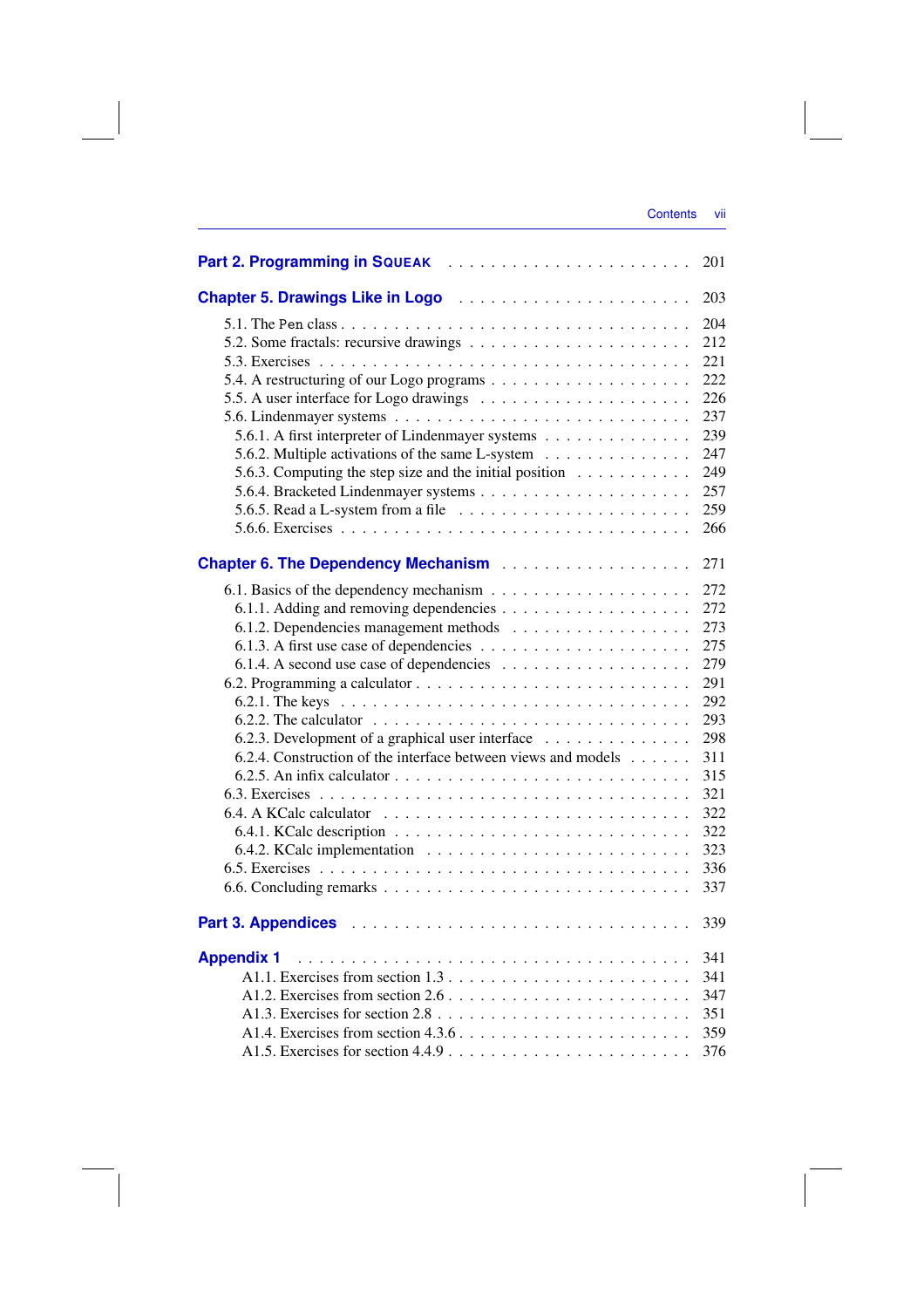**Part 2. Programming in SQUEAK** . . . . . . . . . . . . . . . . . . . . . . 201

**Chapter 5. Drawings Like in Logo** . . . . . . . . . . . . . . . . . . . . . 203

5.1. The `Pen` class . . . . . . . . . . . . . . . . . . . . . . . . . . . . . . . 204
5.2. Some fractals: recursive drawings . . . . . . . . . . . . . . . . . . . . 212
5.3. Exercises . . . . . . . . . . . . . . . . . . . . . . . . . . . . . . . . . . 221
5.4. A restructuring of our Logo programs . . . . . . . . . . . . . . . . . . 222
5.5. A user interface for Logo drawings . . . . . . . . . . . . . . . . . . . 226
5.6. Lindenmayer systems . . . . . . . . . . . . . . . . . . . . . . . . . . . 237
5.6.1. A first interpreter of Lindenmayer systems . . . . . . . . . . . . . 239
5.6.2. Multiple activations of the same L-system . . . . . . . . . . . . . 247
5.6.3. Computing the step size and the initial position . . . . . . . . . . 249
5.6.4. Bracketed Lindenmayer systems . . . . . . . . . . . . . . . . . . . 257
5.6.5. Read a L-system from a file . . . . . . . . . . . . . . . . . . . . . 259
5.6.6. Exercises . . . . . . . . . . . . . . . . . . . . . . . . . . . . . . . . 266

**Chapter 6. The Dependency Mechanism** . . . . . . . . . . . . . . . . . 271

6.1. Basics of the dependency mechanism . . . . . . . . . . . . . . . . . . 272
6.1.1. Adding and removing dependencies . . . . . . . . . . . . . . . . . 272
6.1.2. Dependencies management methods . . . . . . . . . . . . . . . . 273
6.1.3. A first use case of dependencies . . . . . . . . . . . . . . . . . . . 275
6.1.4. A second use case of dependencies . . . . . . . . . . . . . . . . . 279
6.2. Programming a calculator . . . . . . . . . . . . . . . . . . . . . . . . . 291
6.2.1. The keys . . . . . . . . . . . . . . . . . . . . . . . . . . . . . . . . 292
6.2.2. The calculator . . . . . . . . . . . . . . . . . . . . . . . . . . . . . 293
6.2.3. Development of a graphical user interface . . . . . . . . . . . . . 298
6.2.4. Construction of the interface between views and models . . . . . 311
6.2.5. An infix calculator . . . . . . . . . . . . . . . . . . . . . . . . . . . 315
6.3. Exercises . . . . . . . . . . . . . . . . . . . . . . . . . . . . . . . . . . 321
6.4. A KCalc calculator . . . . . . . . . . . . . . . . . . . . . . . . . . . . . 322
6.4.1. KCalc description . . . . . . . . . . . . . . . . . . . . . . . . . . . 322
6.4.2. KCalc implementation . . . . . . . . . . . . . . . . . . . . . . . . 323
6.5. Exercises . . . . . . . . . . . . . . . . . . . . . . . . . . . . . . . . . . 336
6.6. Concluding remarks . . . . . . . . . . . . . . . . . . . . . . . . . . . . 337

**Part 3. Appendices** . . . . . . . . . . . . . . . . . . . . . . . . . . . . . 339

**Appendix 1** . . . . . . . . . . . . . . . . . . . . . . . . . . . . . . . . . 341
A1.1. Exercises from section 1.3 . . . . . . . . . . . . . . . . . . . . . . . 341
A1.2. Exercises from section 2.6 . . . . . . . . . . . . . . . . . . . . . . . 347
A1.3. Exercises for section 2.8 . . . . . . . . . . . . . . . . . . . . . . . . 351
A1.4. Exercises from section 4.3.6 . . . . . . . . . . . . . . . . . . . . . . 359
A1.5. Exercises for section 4.4.9 . . . . . . . . . . . . . . . . . . . . . . . 376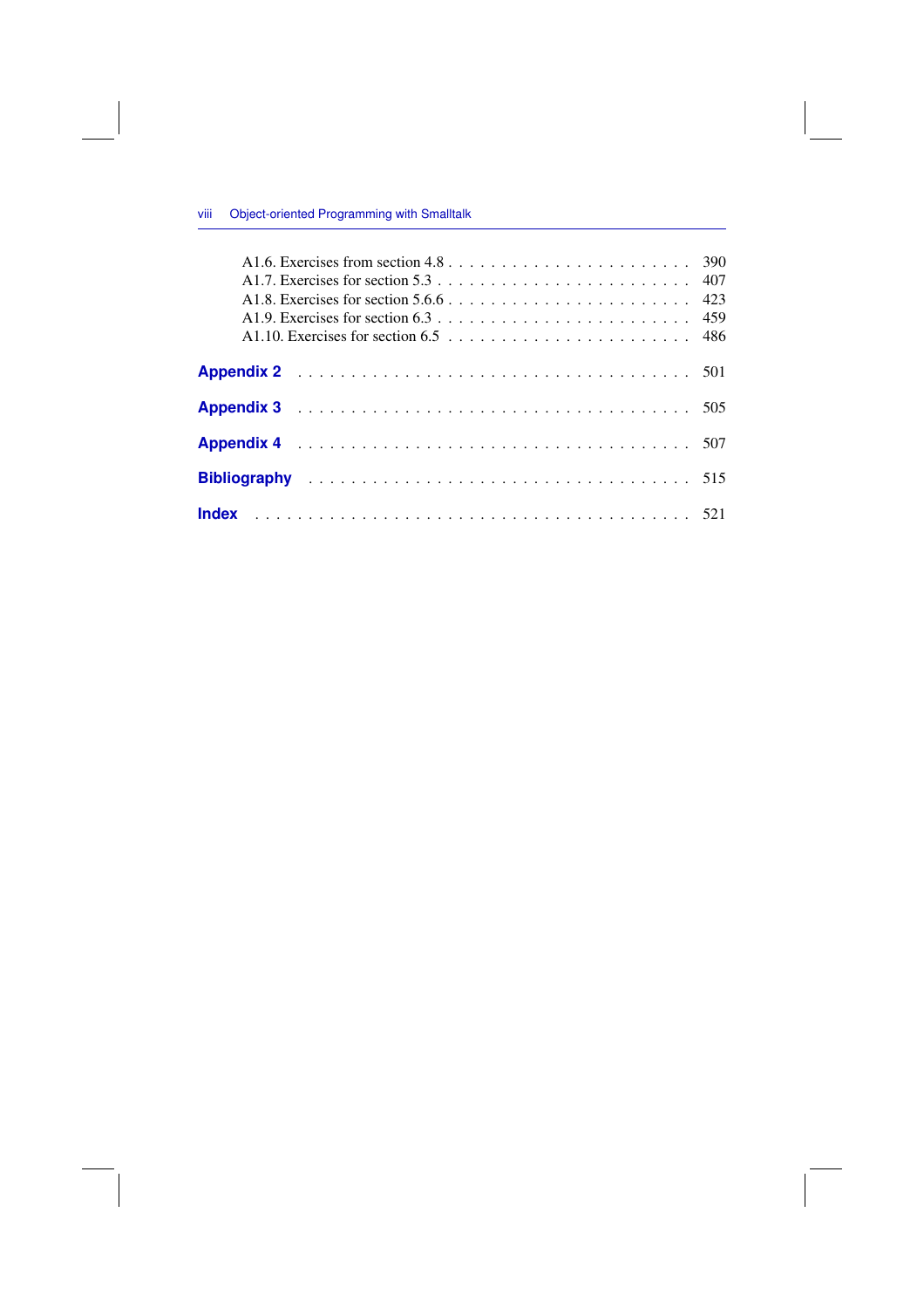A1.6. Exercises from section 4.8 . . . . . . . . . . . . . . . . . . . . . . . 390
A1.7. Exercises for section 5.3 . . . . . . . . . . . . . . . . . . . . . . . . 407
A1.8. Exercises for section 5.6.6 . . . . . . . . . . . . . . . . . . . . . . . 423
A1.9. Exercises for section 6.3 . . . . . . . . . . . . . . . . . . . . . . . . 459
A1.10. Exercises for section 6.5 . . . . . . . . . . . . . . . . . . . . . . . 486

**Appendix 2** . . . . . . . . . . . . . . . . . . . . . . . . . . . . . . . . . . . 501

**Appendix 3** . . . . . . . . . . . . . . . . . . . . . . . . . . . . . . . . . . . 505

**Appendix 4** . . . . . . . . . . . . . . . . . . . . . . . . . . . . . . . . . . . 507

**Bibliography** . . . . . . . . . . . . . . . . . . . . . . . . . . . . . . . . . . 515

**Index** . . . . . . . . . . . . . . . . . . . . . . . . . . . . . . . . . . . . . . 521